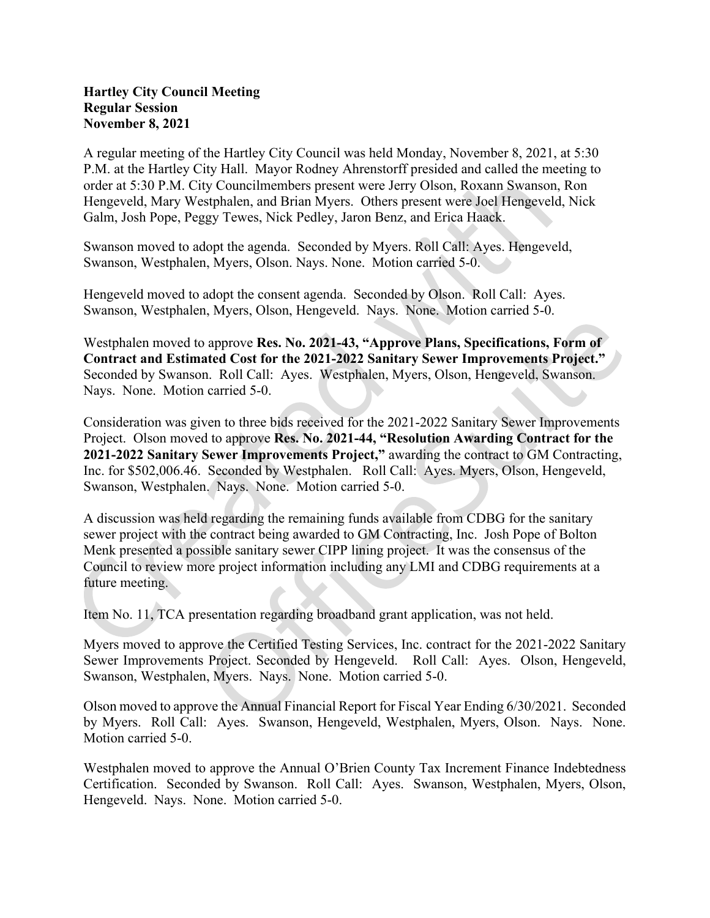**Hartley City Council Meeting**
**Regular Session**
**November 8, 2021**

A regular meeting of the Hartley City Council was held Monday, November 8, 2021, at 5:30 P.M. at the Hartley City Hall. Mayor Rodney Ahrenstorff presided and called the meeting to order at 5:30 P.M. City Councilmembers present were Jerry Olson, Roxann Swanson, Ron Hengeveld, Mary Westphalen, and Brian Myers. Others present were Joel Hengeveld, Nick Galm, Josh Pope, Peggy Tewes, Nick Pedley, Jaron Benz, and Erica Haack.

Swanson moved to adopt the agenda. Seconded by Myers. Roll Call: Ayes. Hengeveld, Swanson, Westphalen, Myers, Olson. Nays. None. Motion carried 5-0.

Hengeveld moved to adopt the consent agenda. Seconded by Olson. Roll Call: Ayes. Swanson, Westphalen, Myers, Olson, Hengeveld. Nays. None. Motion carried 5-0.

Westphalen moved to approve **Res. No. 2021-43, "Approve Plans, Specifications, Form of Contract and Estimated Cost for the 2021-2022 Sanitary Sewer Improvements Project."** Seconded by Swanson. Roll Call: Ayes. Westphalen, Myers, Olson, Hengeveld, Swanson. Nays. None. Motion carried 5-0.

Consideration was given to three bids received for the 2021-2022 Sanitary Sewer Improvements Project. Olson moved to approve **Res. No. 2021-44, "Resolution Awarding Contract for the 2021-2022 Sanitary Sewer Improvements Project,"** awarding the contract to GM Contracting, Inc. for $502,006.46. Seconded by Westphalen. Roll Call: Ayes. Myers, Olson, Hengeveld, Swanson, Westphalen. Nays. None. Motion carried 5-0.

A discussion was held regarding the remaining funds available from CDBG for the sanitary sewer project with the contract being awarded to GM Contracting, Inc. Josh Pope of Bolton Menk presented a possible sanitary sewer CIPP lining project. It was the consensus of the Council to review more project information including any LMI and CDBG requirements at a future meeting.

Item No. 11, TCA presentation regarding broadband grant application, was not held.

Myers moved to approve the Certified Testing Services, Inc. contract for the 2021-2022 Sanitary Sewer Improvements Project. Seconded by Hengeveld. Roll Call: Ayes. Olson, Hengeveld, Swanson, Westphalen, Myers. Nays. None. Motion carried 5-0.

Olson moved to approve the Annual Financial Report for Fiscal Year Ending 6/30/2021. Seconded by Myers. Roll Call: Ayes. Swanson, Hengeveld, Westphalen, Myers, Olson. Nays. None. Motion carried 5-0.

Westphalen moved to approve the Annual O'Brien County Tax Increment Finance Indebtedness Certification. Seconded by Swanson. Roll Call: Ayes. Swanson, Westphalen, Myers, Olson, Hengeveld. Nays. None. Motion carried 5-0.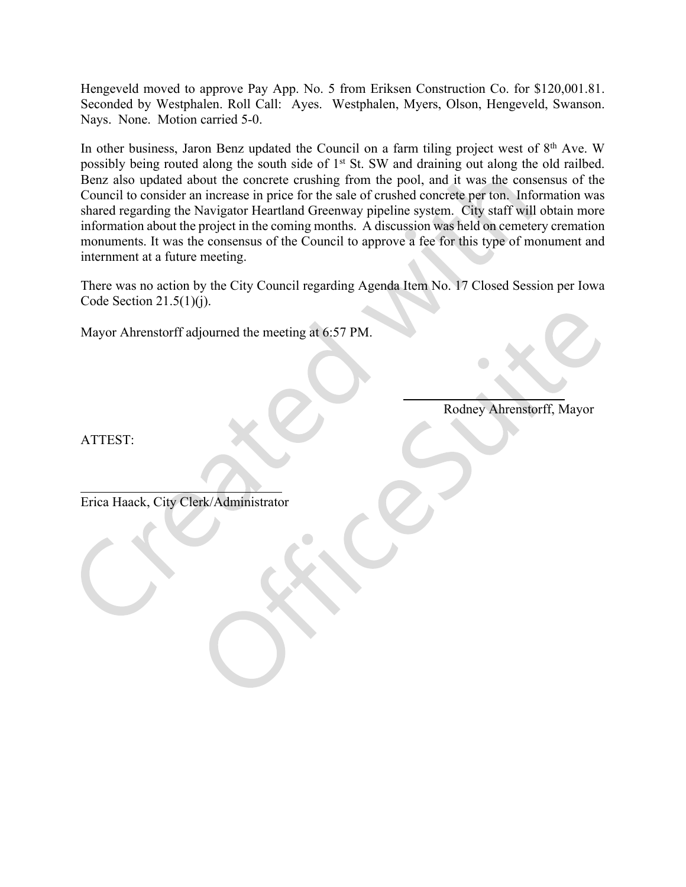Hengeveld moved to approve Pay App. No. 5 from Eriksen Construction Co. for $120,001.81. Seconded by Westphalen. Roll Call: Ayes. Westphalen, Myers, Olson, Hengeveld, Swanson. Nays. None. Motion carried 5-0.

In other business, Jaron Benz updated the Council on a farm tiling project west of 8th Ave. W possibly being routed along the south side of 1st St. SW and draining out along the old railbed. Benz also updated about the concrete crushing from the pool, and it was the consensus of the Council to consider an increase in price for the sale of crushed concrete per ton. Information was shared regarding the Navigator Heartland Greenway pipeline system. City staff will obtain more information about the project in the coming months. A discussion was held on cemetery cremation monuments. It was the consensus of the Council to approve a fee for this type of monument and internment at a future meeting.

There was no action by the City Council regarding Agenda Item No. 17 Closed Session per Iowa Code Section 21.5(1)(j).

Mayor Ahrenstorff adjourned the meeting at 6:57 PM.

\_\_\_\_\_\_\_\_\_\_\_\_\_\_\_\_\_\_\_\_\_\_\_\_\_\_\_\_
Rodney Ahrenstorff, Mayor

ATTEST:

\_\_\_\_\_\_\_\_\_\_\_\_\_\_\_\_\_\_\_\_\_\_\_\_\_\_\_\_
Erica Haack, City Clerk/Administrator